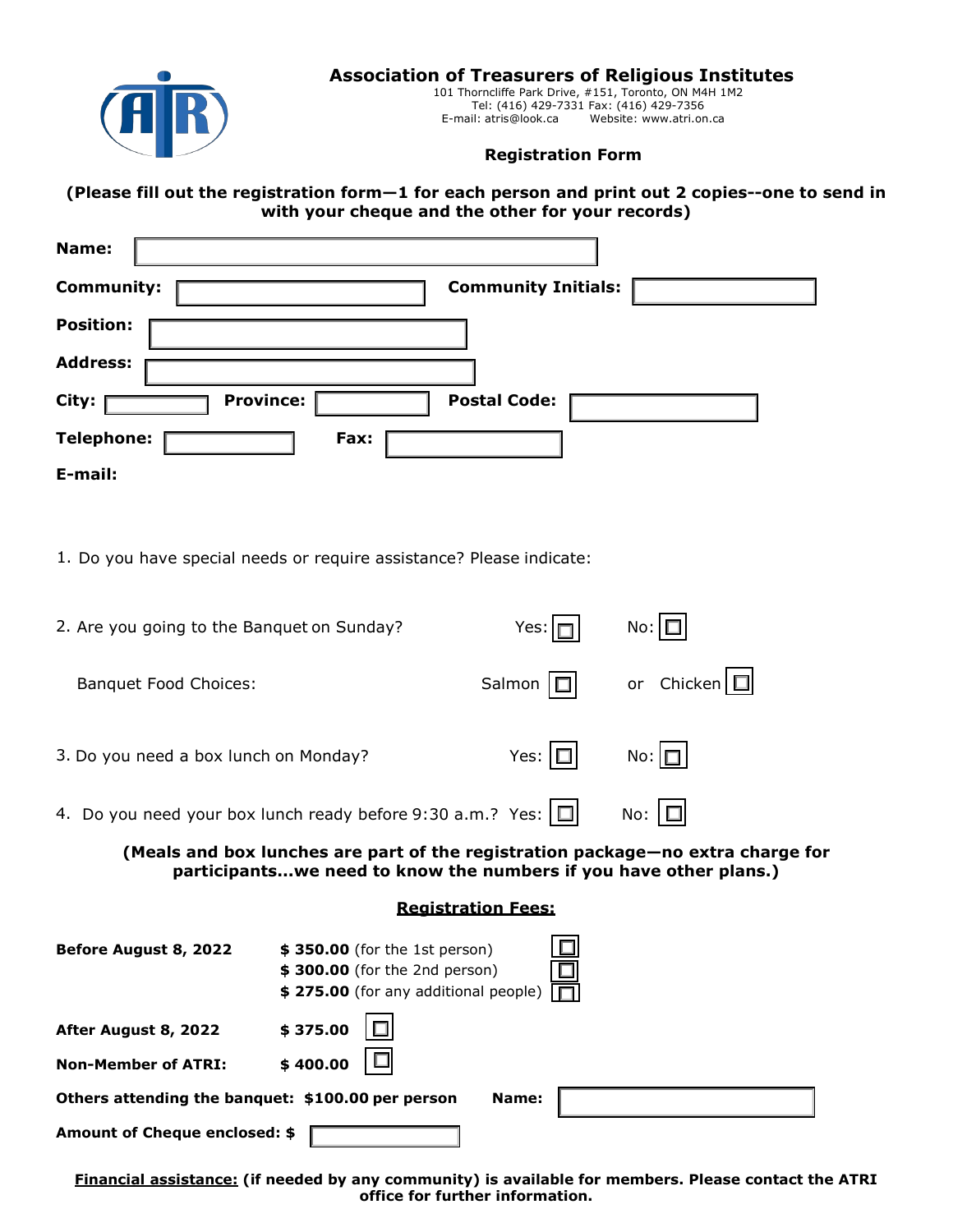# Association of Treasurers of Religious Institutes

101 Thorncliffe Park Drive, #151, Toronto, ON M4H 1M2
Tel: (416) 429-7331 Fax: (416) 429-7356
E-mail: atris@look.ca Website: www.atri.on.ca

## Registration Form

**(Please fill out the registration form—1 for each person and print out 2 copies--one to send in with your cheque and the other for your records)**

**Name:** ☐

**Community:** ☐ **Community Initials:** ☐

**Position:** ☐

**Address:** ☐

**City:** ☐ **Province:** ☐ **Postal Code:** ☐

**Telephone:** ☐ **Fax:** ☐

**E-mail:**

1. Do you have special needs or require assistance? Please indicate:

2. Are you going to the Banquet on Sunday? Yes: ☐ No: ☐

   Banquet Food Choices: Salmon ☐ or Chicken ☐

3. Do you need a box lunch on Monday? Yes: ☐ No: ☐

4. Do you need your box lunch ready before 9:30 a.m.? Yes: ☐ No: ☐

**(Meals and box lunches are part of the registration package—no extra charge for participants...we need to know the numbers if you have other plans.)**

**Registration Fees:**

**Before August 8, 2022**
- **$ 350.00** (for the 1st person) ☐
- **$ 300.00** (for the 2nd person) ☐
- **$ 275.00** (for any additional people) ☐

**After August 8, 2022** **$ 375.00** ☐

**Non-Member of ATRI:** **$ 400.00** ☐

**Others attending the banquet: $100.00 per person** **Name:** ☐

**Amount of Cheque enclosed: $** ☐

**Financial assistance: (if needed by any community) is available for members. Please contact the ATRI office for further information.**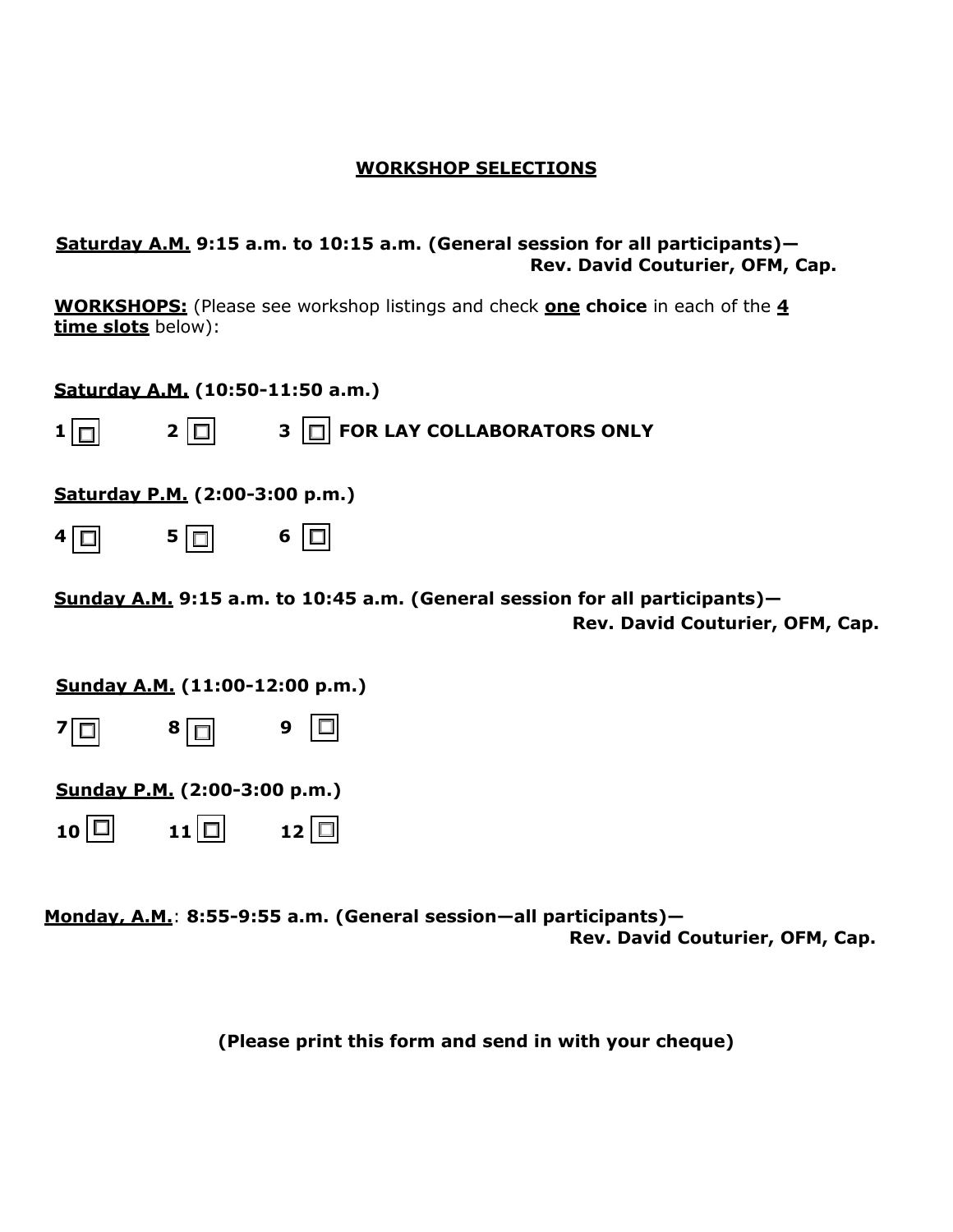## WORKSHOP SELECTIONS

**Saturday A.M. 9:15 a.m. to 10:15 a.m. (General session for all participants)— Rev. David Couturier, OFM, Cap.**

**WORKSHOPS:** (Please see workshop listings and check **one choice** in each of the **4 time slots** below):

**Saturday A.M. (10:50-11:50 a.m.)**

**1** ☐ **2** ☐ **3** ☐ **FOR LAY COLLABORATORS ONLY**

**Saturday P.M. (2:00-3:00 p.m.)**

**4** ☐ **5** ☐ **6** ☐

**Sunday A.M. 9:15 a.m. to 10:45 a.m. (General session for all participants)— Rev. David Couturier, OFM, Cap.**

**Sunday A.M. (11:00-12:00 p.m.)**

**7** ☐ **8** ☐ **9** ☐

**Sunday P.M. (2:00-3:00 p.m.)**

**10** ☐ **11** ☐ **12** ☐

**Monday, A.M.: 8:55-9:55 a.m. (General session—all participants)— Rev. David Couturier, OFM, Cap.**

**(Please print this form and send in with your cheque)**